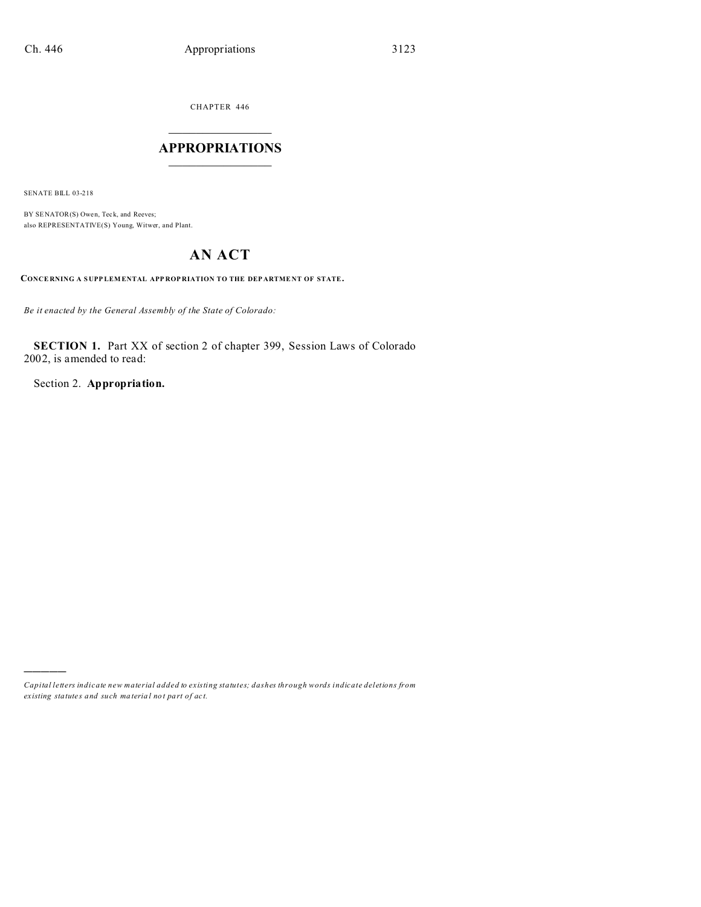CHAPTER 446

# APPROPRIATIONS

SENATE BILL 03-218

BY SENATOR(S) Owen, Teck, and Reeves;
also REPRESENTATIVE(S) Young, Witwer, and Plant.

## AN ACT

**CONCERNING A SUPPLEMENTAL APPROPRIATION TO THE DEPARTMENT OF STATE.**

*Be it enacted by the General Assembly of the State of Colorado:*

**SECTION 1.** Part XX of section 2 of chapter 399, Session Laws of Colorado 2002, is amended to read:

Section 2. **Appropriation.**

---

*Capital letters indicate new material added to existing statutes; dashes through words indicate deletions from existing statutes and such material not part of act.*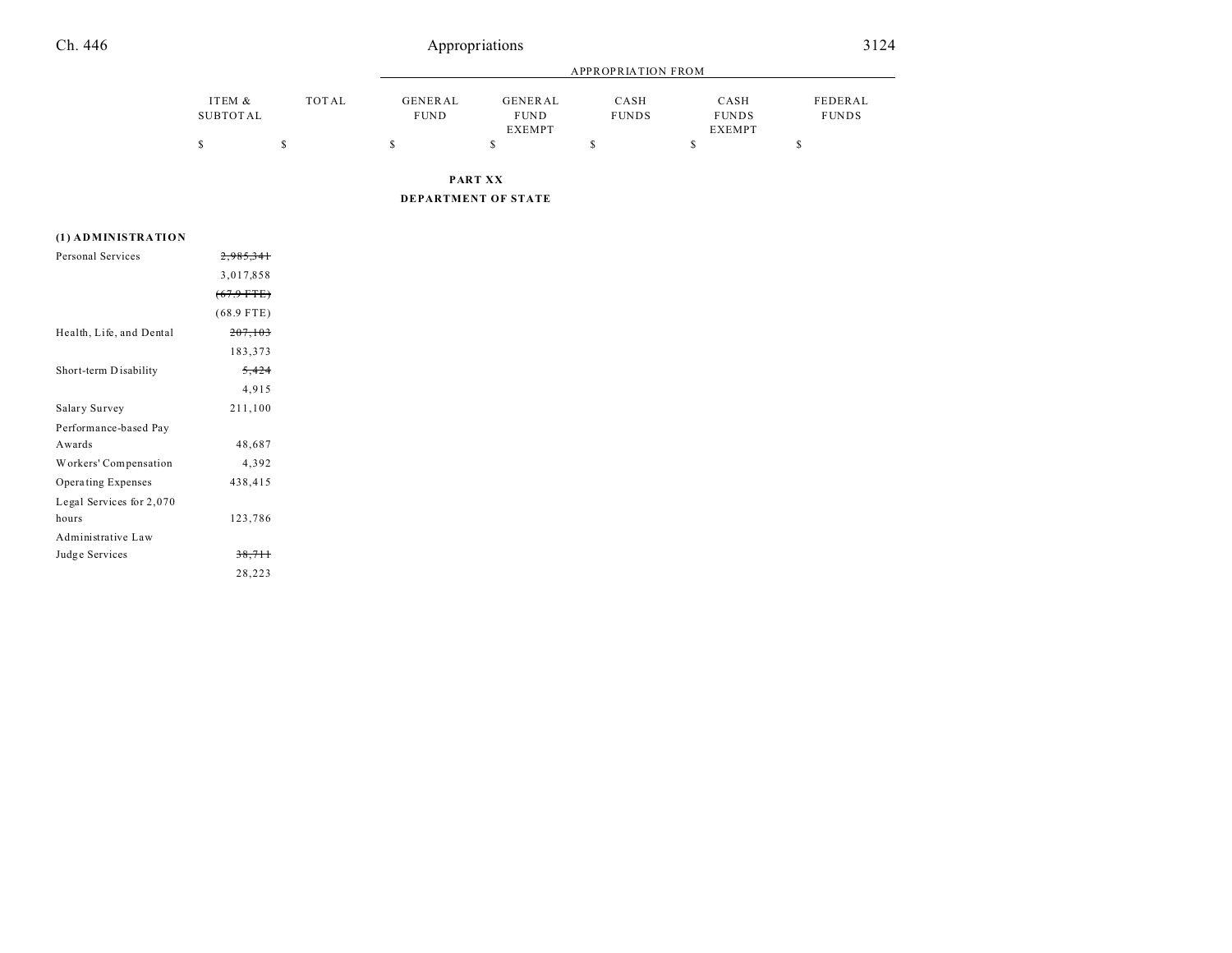## PART XX

## DEPARTMENT OF STATE

| | ITEM & SUBTOTAL | TOTAL | GENERAL FUND | GENERAL FUND EXEMPT | CASH FUNDS | CASH FUNDS EXEMPT | FEDERAL FUNDS |
|---|---|---|---|---|---|---|---|
| | $ | $ | $ | $ | $ | $ | $ |
| **(1) ADMINISTRATION** | | | | | | | |
| Personal Services | ~~2,985,341~~ | | | | | | |
| | 3,017,858 | | | | | | |
| | ~~(67.9 FTE)~~ | | | | | | |
| | (68.9 FTE) | | | | | | |
| Health, Life, and Dental | ~~207,103~~ | | | | | | |
| | 183,373 | | | | | | |
| Short-term Disability | ~~5,424~~ | | | | | | |
| | 4,915 | | | | | | |
| Salary Survey | 211,100 | | | | | | |
| Performance-based Pay Awards | 48,687 | | | | | | |
| Workers' Compensation | 4,392 | | | | | | |
| Operating Expenses | 438,415 | | | | | | |
| Legal Services for 2,070 hours | 123,786 | | | | | | |
| Administrative Law Judge Services | ~~38,711~~ | | | | | | |
| | 28,223 | | | | | | |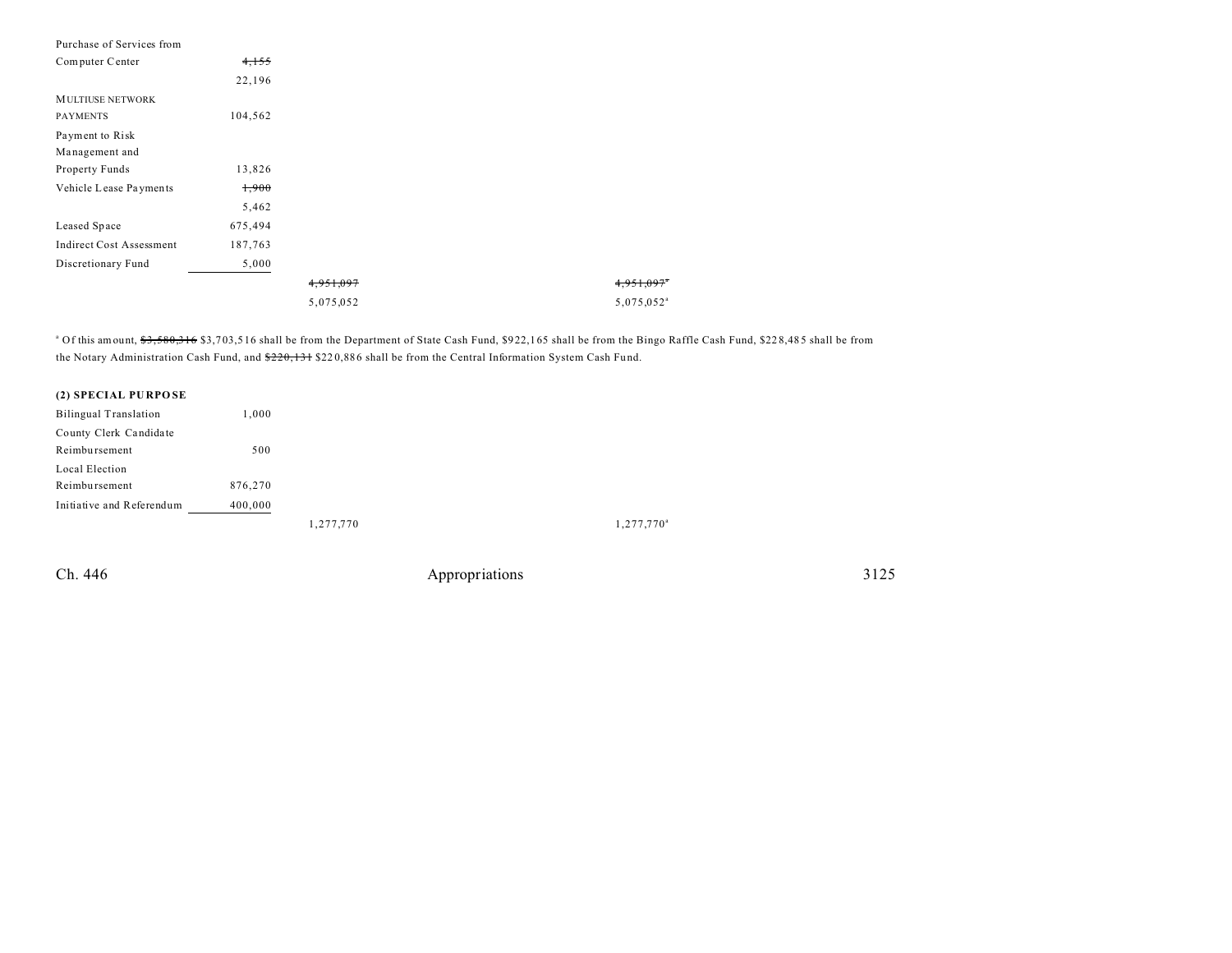| | | | |
|---|---|---|---|
| Purchase of Services from Computer Center | ~~4,155~~ 22,196 | | |
| MULTIUSE NETWORK PAYMENTS | 104,562 | | |
| Payment to Risk Management and Property Funds | 13,826 | | |
| Vehicle Lease Payments | ~~1,900~~ 5,462 | | |
| Leased Space | 675,494 | | |
| Indirect Cost Assessment | 187,763 | | |
| Discretionary Fund | 5,000 | | |
| | | ~~4,951,097~~ 5,075,052 | ~~4,951,097~~[a] 5,075,052[a] |

[a] Of this amount, ~~$3,580,316~~ $3,703,516 shall be from the Department of State Cash Fund, $922,165 shall be from the Bingo Raffle Cash Fund, $228,485 shall be from the Notary Administration Cash Fund, and ~~$220,131~~ $220,886 shall be from the Central Information System Cash Fund.

**(2) SPECIAL PURPOSE**

| | | | |
|---|---|---|---|
| Bilingual Translation | 1,000 | | |
| County Clerk Candidate Reimbursement | 500 | | |
| Local Election Reimbursement | 876,270 | | |
| Initiative and Referendum | 400,000 | | |
| | | 1,277,770 | 1,277,770[a] |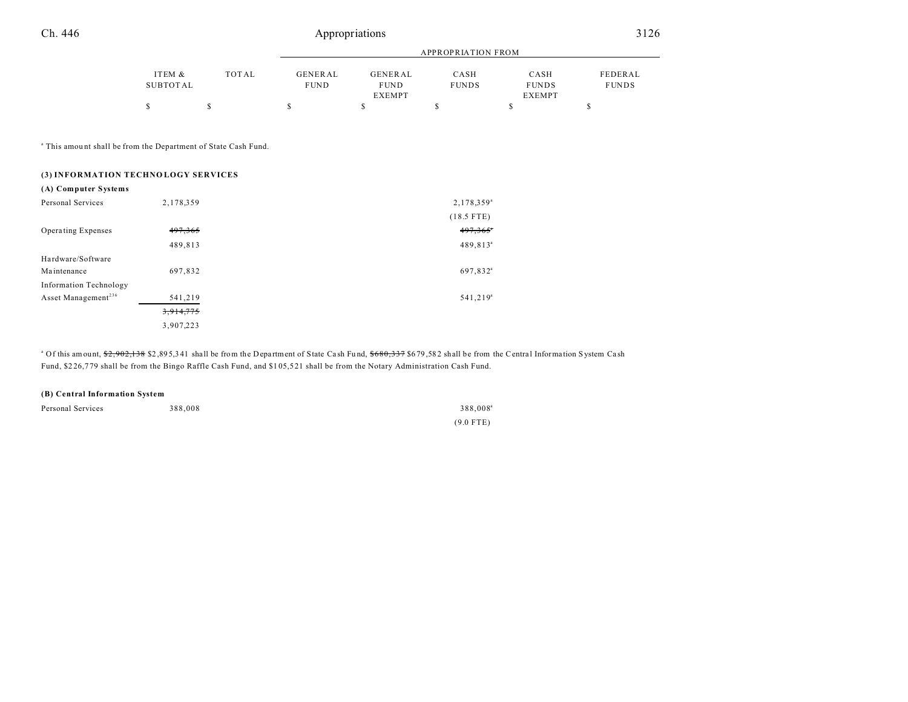| | ITEM & SUBTOTAL | TOTAL | APPROPRIATION FROM GENERAL FUND | GENERAL FUND EXEMPT | CASH FUNDS | CASH FUNDS EXEMPT | FEDERAL FUNDS |
|---|---|---|---|---|---|---|---|
| | $ | $ | $ | $ | $ | $ | $ |

[a] This amount shall be from the Department of State Cash Fund.

### (3) INFORMATION TECHNOLOGY SERVICES

#### (A) Computer Systems

| | ITEM & SUBTOTAL | TOTAL | GENERAL FUND | GENERAL FUND EXEMPT | CASH FUNDS | CASH FUNDS EXEMPT | FEDERAL FUNDS |
|---|---|---|---|---|---|---|---|
| Personal Services | 2,178,359 | | | | 2,178,359[a] | | |
| | | | | | (18.5 FTE) | | |
| Operating Expenses | ~~497,365~~ | | | | ~~497,365~~[a] | | |
| | 489,813 | | | | 489,813[a] | | |
| Hardware/Software Maintenance | 697,832 | | | | 697,832[a] | | |
| Information Technology Asset Management[236] | 541,219 | | | | 541,219[a] | | |
| | ~~3,914,775~~ | | | | | | |
| | 3,907,223 | | | | | | |

[a] Of this amount, ~~$2,902,138~~ $2,895,341 shall be from the Department of State Cash Fund, ~~$680,337~~ $679,582 shall be from the Central Information System Cash Fund, $226,779 shall be from the Bingo Raffle Cash Fund, and $105,521 shall be from the Notary Administration Cash Fund.

#### (B) Central Information System

| | ITEM & SUBTOTAL | TOTAL | GENERAL FUND | GENERAL FUND EXEMPT | CASH FUNDS | CASH FUNDS EXEMPT | FEDERAL FUNDS |
|---|---|---|---|---|---|---|---|
| Personal Services | 388,008 | | | | 388,008[a] | | |
| | | | | | (9.0 FTE) | | |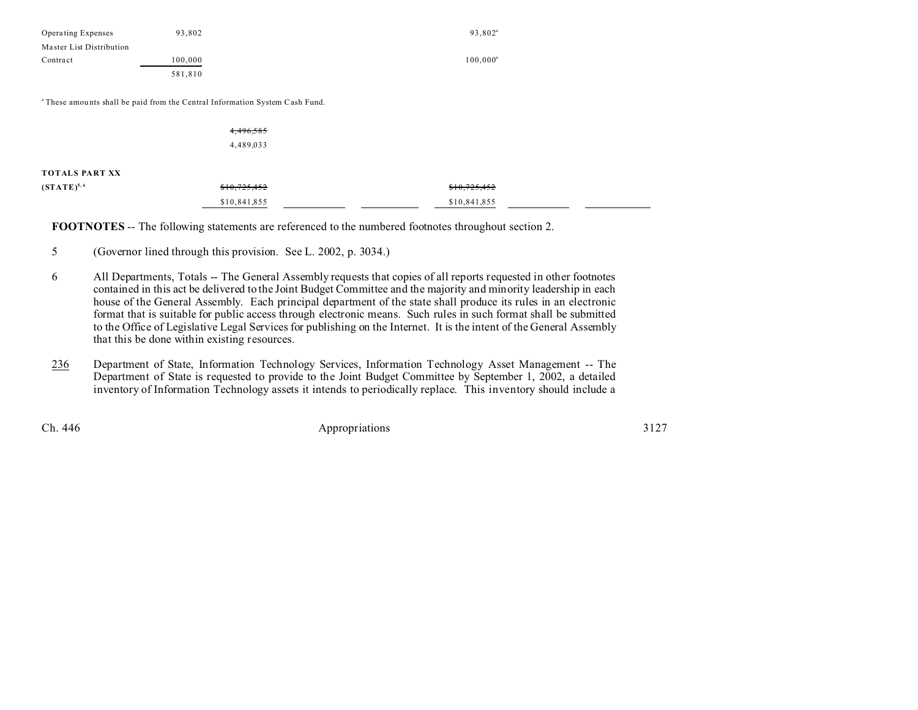| | | | | | | |
|---|---|---|---|---|---|---|
| Operating Expenses | 93,802 | | | 93,802[a] | | |
| Master List Distribution Contract | 100,000 | | | 100,000[a] | | |
| | 581,810 | | | | | |

[a] These amounts shall be paid from the Central Information System Cash Fund.

| | | | | | | |
|---|---|---|---|---|---|---|
| | ~~4,496,585~~ | | | | | |
| | 4,489,033 | | | | | |
| **TOTALS PART XX** | | | | | | |
| **(STATE)**[5, 6] | ~~$10,725,452~~ | | | ~~$10,725,452~~ | | |
| | $10,841,855 | | | $10,841,855 | | |

**FOOTNOTES** -- The following statements are referenced to the numbered footnotes throughout section 2.

5 (Governor lined through this provision. See L. 2002, p. 3034.)

6 All Departments, Totals -- The General Assembly requests that copies of all reports requested in other footnotes contained in this act be delivered to the Joint Budget Committee and the majority and minority leadership in each house of the General Assembly. Each principal department of the state shall produce its rules in an electronic format that is suitable for public access through electronic means. Such rules in such format shall be submitted to the Office of Legislative Legal Services for publishing on the Internet. It is the intent of the General Assembly that this be done within existing resources.

<u>236</u> Department of State, Information Technology Services, Information Technology Asset Management -- The Department of State is requested to provide to the Joint Budget Committee by September 1, 2002, a detailed inventory of Information Technology assets it intends to periodically replace. This inventory should include a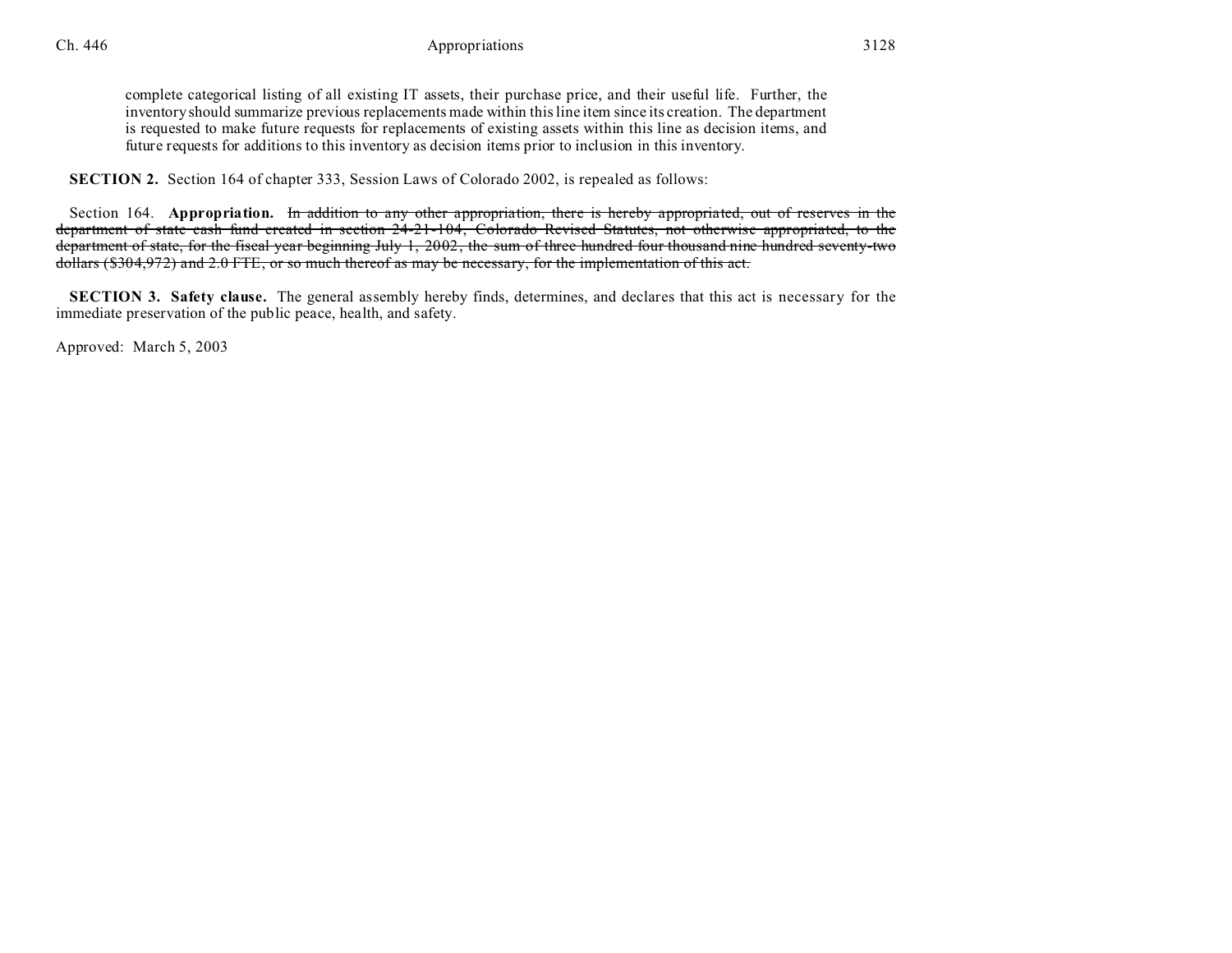complete categorical listing of all existing IT assets, their purchase price, and their useful life. Further, the inventory should summarize previous replacements made within this line item since its creation. The department is requested to make future requests for replacements of existing assets within this line as decision items, and future requests for additions to this inventory as decision items prior to inclusion in this inventory.

**SECTION 2.** Section 164 of chapter 333, Session Laws of Colorado 2002, is repealed as follows:

Section 164. **Appropriation.** ~~In addition to any other appropriation, there is hereby appropriated, out of reserves in the department of state cash fund created in section 24-21-104, Colorado Revised Statutes, not otherwise appropriated, to the department of state, for the fiscal year beginning July 1, 2002, the sum of three hundred four thousand nine hundred seventy-two dollars ($304,972) and 2.0 FTE, or so much thereof as may be necessary, for the implementation of this act.~~

**SECTION 3. Safety clause.** The general assembly hereby finds, determines, and declares that this act is necessary for the immediate preservation of the public peace, health, and safety.

Approved: March 5, 2003